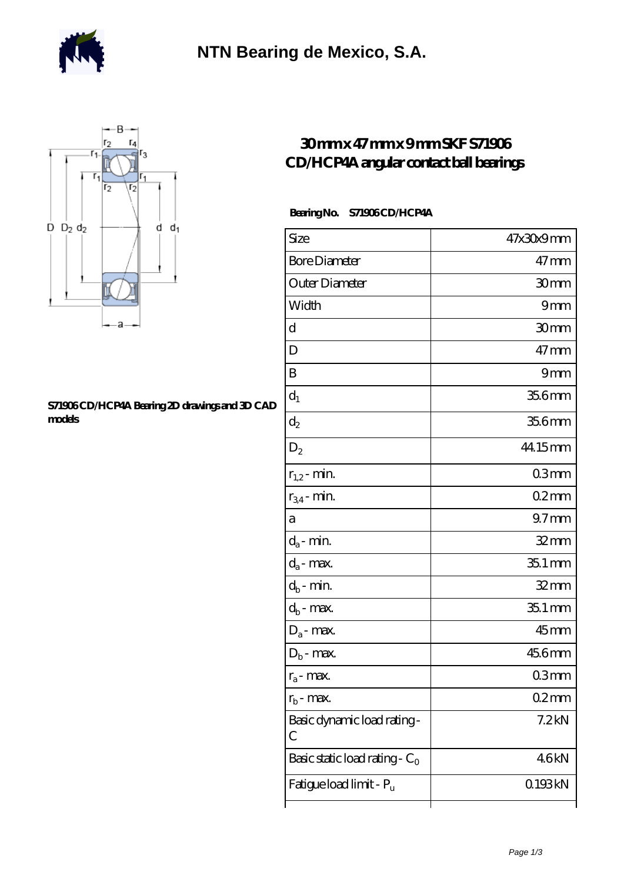# NTN Bearing de Mexico, S.A.

## 30 mm x 47 mm x 9 mm SKF S71906 CD/HCP4A angular contact ball bearings

S71906 CD/HCP4A Bearing 2D drawings and 3D CAD models

**Bearing No.** S71906 CD/HCP4A

| Size | 47x30x9 mm |
|---|---|
| Bore Diameter | 47 mm |
| Outer Diameter | 30 mm |
| Width | 9 mm |
| d | 30 mm |
| D | 47 mm |
| B | 9 mm |
| $d_1$ | 35.6 mm |
| $d_2$ | 35.6 mm |
| $D_2$ | 44.15 mm |
| $r_{1,2}$ - min. | 0.3 mm |
| $r_{3,4}$ - min. | 0.2 mm |
| a | 9.7 mm |
| $d_a$ - min. | 32 mm |
| $d_a$ - max. | 35.1 mm |
| $d_b$ - min. | 32 mm |
| $d_b$ - max. | 35.1 mm |
| $D_a$ - max. | 45 mm |
| $D_b$ - max. | 45.6 mm |
| $r_a$ - max. | 0.3 mm |
| $r_b$ - max. | 0.2 mm |
| Basic dynamic load rating - C | 7.2 kN |
| Basic static load rating - $C_0$ | 4.6 kN |
| Fatigue load limit - $P_u$ | 0.193 kN |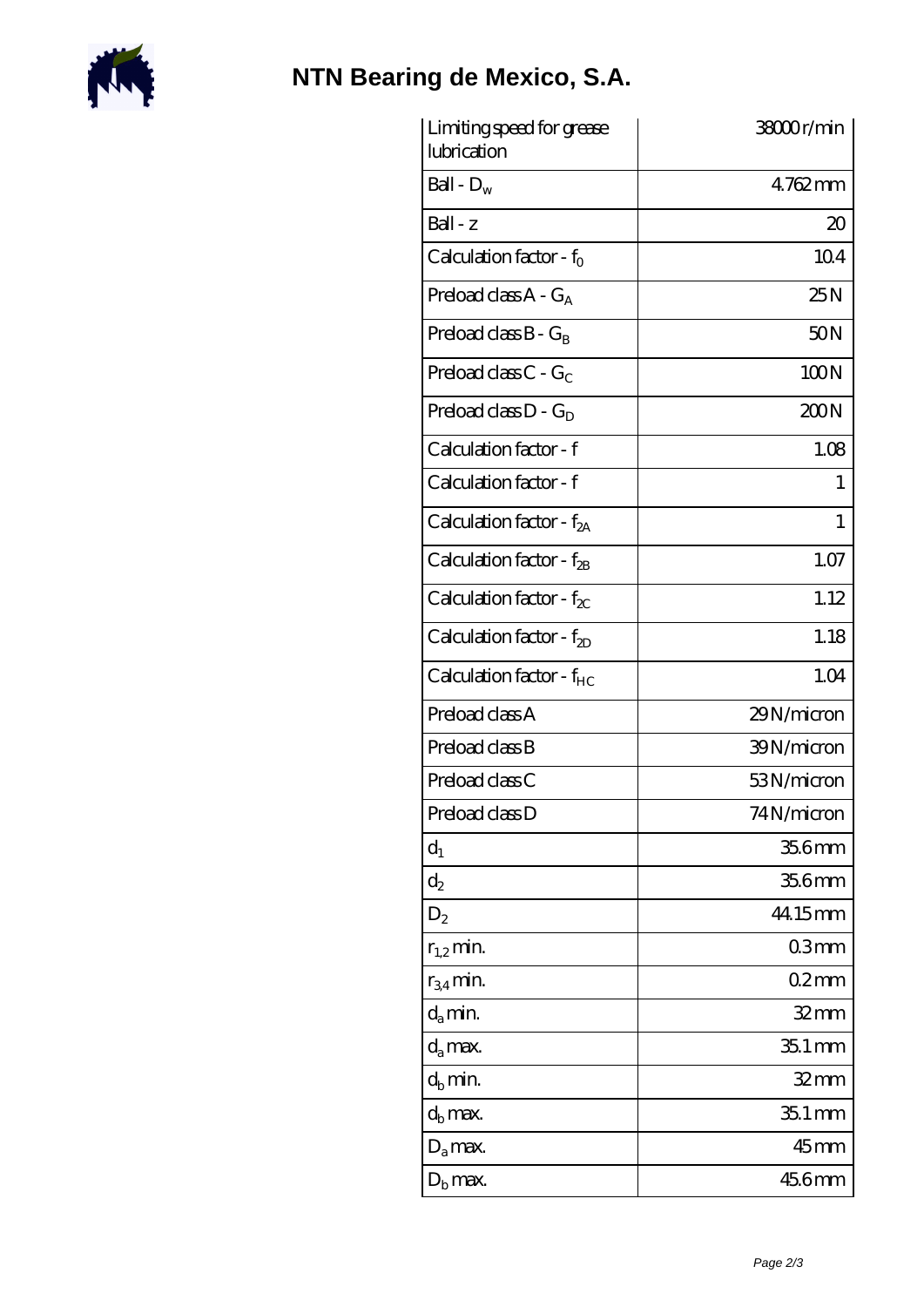# NTN Bearing de Mexico, S.A.

| | |
|---|---|
| Limiting speed for grease lubrication | 38000 r/min |
| Ball - $D_w$ | 4.762 mm |
| Ball - z | 20 |
| Calculation factor - $f_0$ | 10.4 |
| Preload class A - $G_A$ | 25 N |
| Preload class B - $G_B$ | 50 N |
| Preload class C - $G_C$ | 100 N |
| Preload class D - $G_D$ | 200 N |
| Calculation factor - f | 1.08 |
| Calculation factor - f | 1 |
| Calculation factor - $f_{2A}$ | 1 |
| Calculation factor - $f_{2B}$ | 1.07 |
| Calculation factor - $f_{2C}$ | 1.12 |
| Calculation factor - $f_{2D}$ | 1.18 |
| Calculation factor - $f_{HC}$ | 1.04 |
| Preload class A | 29 N/micron |
| Preload class B | 39 N/micron |
| Preload class C | 53 N/micron |
| Preload class D | 74 N/micron |
| $d_1$ | 35.6 mm |
| $d_2$ | 35.6 mm |
| $D_2$ | 44.15 mm |
| $r_{1,2}$ min. | 0.3 mm |
| $r_{3,4}$ min. | 0.2 mm |
| $d_a$ min. | 32 mm |
| $d_a$ max. | 35.1 mm |
| $d_b$ min. | 32 mm |
| $d_b$ max. | 35.1 mm |
| $D_a$ max. | 45 mm |
| $D_b$ max. | 45.6 mm |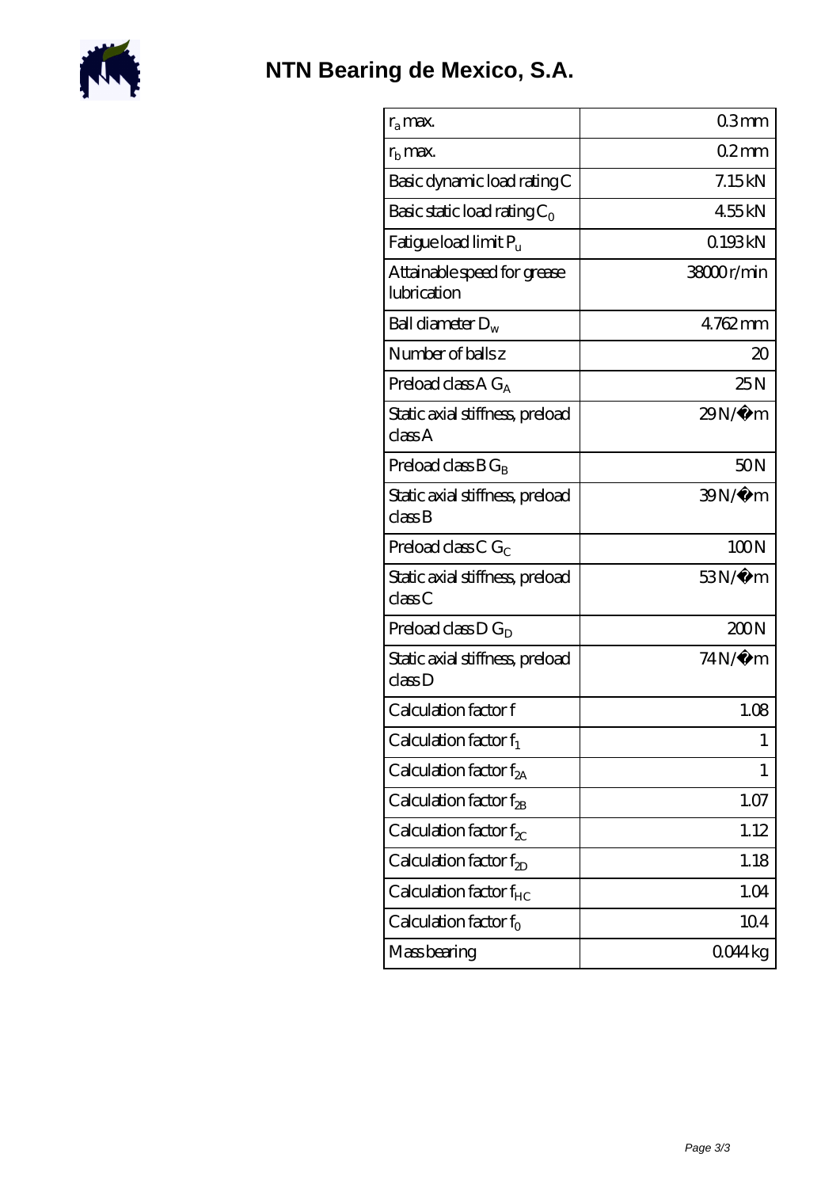# NTN Bearing de Mexico, S.A.

| | |
|---|---|
| $r_a$ max. | 0.3 mm |
| $r_b$ max. | 0.2 mm |
| Basic dynamic load rating C | 7.15 kN |
| Basic static load rating $C_0$ | 4.55 kN |
| Fatigue load limit $P_u$ | 0.193 kN |
| Attainable speed for grease lubrication | 38000 r/min |
| Ball diameter $D_w$ | 4.762 mm |
| Number of balls z | 20 |
| Preload class A $G_A$ | 25 N |
| Static axial stiffness, preload class A | 29 N/µm |
| Preload class B $G_B$ | 50 N |
| Static axial stiffness, preload class B | 39 N/µm |
| Preload class C $G_C$ | 100 N |
| Static axial stiffness, preload class C | 53 N/µm |
| Preload class D $G_D$ | 200 N |
| Static axial stiffness, preload class D | 74 N/µm |
| Calculation factor f | 1.08 |
| Calculation factor $f_1$ | 1 |
| Calculation factor $f_{2A}$ | 1 |
| Calculation factor $f_{2B}$ | 1.07 |
| Calculation factor $f_{2C}$ | 1.12 |
| Calculation factor $f_{2D}$ | 1.18 |
| Calculation factor $f_{HC}$ | 1.04 |
| Calculation factor $f_0$ | 10.4 |
| Mass bearing | 0.044 kg |